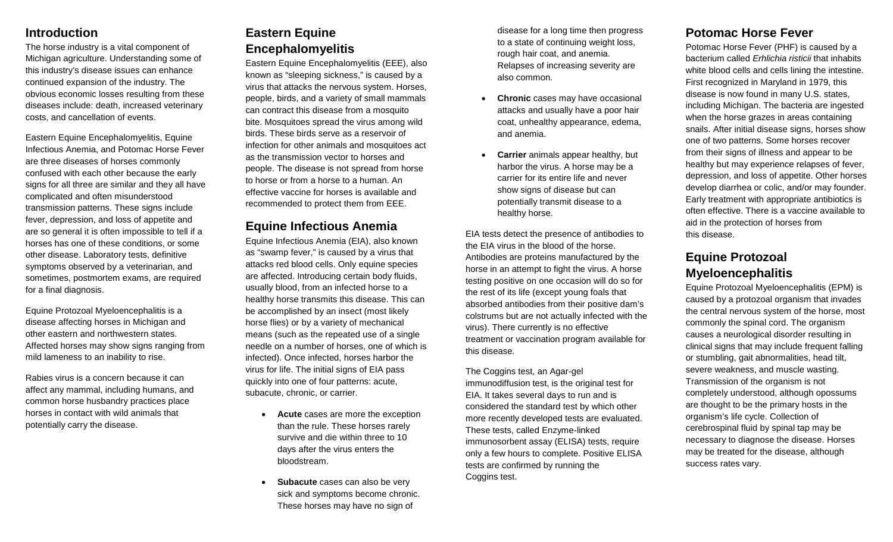## Introduction

The horse industry is a vital component of Michigan agriculture. Understanding some of this industry's disease issues can enhance continued expansion of the industry. The obvious economic losses resulting from these diseases include: death, increased veterinary costs, and cancellation of events.

Eastern Equine Encephalomyelitis, Equine Infectious Anemia, and Potomac Horse Fever are three diseases of horses commonly confused with each other because the early signs for all three are similar and they all have complicated and often misunderstood transmission patterns. These signs include fever, depression, and loss of appetite and are so general it is often impossible to tell if a horses has one of these conditions, or some other disease. Laboratory tests, definitive symptoms observed by a veterinarian, and sometimes, postmortem exams, are required for a final diagnosis.

Equine Protozoal Myeloencephalitis is a disease affecting horses in Michigan and other eastern and northwestern states. Affected horses may show signs ranging from mild lameness to an inability to rise.

Rabies virus is a concern because it can affect any mammal, including humans, and common horse husbandry practices place horses in contact with wild animals that potentially carry the disease.

## Eastern Equine Encephalomyelitis

Eastern Equine Encephalomyelitis (EEE), also known as "sleeping sickness," is caused by a virus that attacks the nervous system. Horses, people, birds, and a variety of small mammals can contract this disease from a mosquito bite. Mosquitoes spread the virus among wild birds. These birds serve as a reservoir of infection for other animals and mosquitoes act as the transmission vector to horses and people. The disease is not spread from horse to horse or from a horse to a human. An effective vaccine for horses is available and recommended to protect them from EEE.

## Equine Infectious Anemia

Equine Infectious Anemia (EIA), also known as "swamp fever," is caused by a virus that attacks red blood cells. Only equine species are affected. Introducing certain body fluids, usually blood, from an infected horse to a healthy horse transmits this disease. This can be accomplished by an insect (most likely horse flies) or by a variety of mechanical means (such as the repeated use of a single needle on a number of horses, one of which is infected). Once infected, horses harbor the virus for life. The initial signs of EIA pass quickly into one of four patterns: acute, subacute, chronic, or carrier.

- **Acute** cases are more the exception than the rule. These horses rarely survive and die within three to 10 days after the virus enters the bloodstream.
- **Subacute** cases can also be very sick and symptoms become chronic. These horses may have no sign of disease for a long time then progress to a state of continuing weight loss, rough hair coat, and anemia. Relapses of increasing severity are also common.
- **Chronic** cases may have occasional attacks and usually have a poor hair coat, unhealthy appearance, edema, and anemia.
- **Carrier** animals appear healthy, but harbor the virus. A horse may be a carrier for its entire life and never show signs of disease but can potentially transmit disease to a healthy horse.

EIA tests detect the presence of antibodies to the EIA virus in the blood of the horse. Antibodies are proteins manufactured by the horse in an attempt to fight the virus. A horse testing positive on one occasion will do so for the rest of its life (except young foals that absorbed antibodies from their positive dam's colstrums but are not actually infected with the virus). There currently is no effective treatment or vaccination program available for this disease.

The Coggins test, an Agar-gel immunodiffusion test, is the original test for EIA. It takes several days to run and is considered the standard test by which other more recently developed tests are evaluated. These tests, called Enzyme-linked immunosorbent assay (ELISA) tests, require only a few hours to complete. Positive ELISA tests are confirmed by running the Coggins test.

## Potomac Horse Fever

Potomac Horse Fever (PHF) is caused by a bacterium called *Erhlichia risticii* that inhabits white blood cells and cells lining the intestine. First recognized in Maryland in 1979, this disease is now found in many U.S. states, including Michigan. The bacteria are ingested when the horse grazes in areas containing snails. After initial disease signs, horses show one of two patterns. Some horses recover from their signs of illness and appear to be healthy but may experience relapses of fever, depression, and loss of appetite. Other horses develop diarrhea or colic, and/or may founder. Early treatment with appropriate antibiotics is often effective. There is a vaccine available to aid in the protection of horses from this disease.

## Equine Protozoal Myeloencephalitis

Equine Protozoal Myeloencephalitis (EPM) is caused by a protozoal organism that invades the central nervous system of the horse, most commonly the spinal cord. The organism causes a neurological disorder resulting in clinical signs that may include frequent falling or stumbling, gait abnormalities, head tilt, severe weakness, and muscle wasting. Transmission of the organism is not completely understood, although opossums are thought to be the primary hosts in the organism's life cycle. Collection of cerebrospinal fluid by spinal tap may be necessary to diagnose the disease. Horses may be treated for the disease, although success rates vary.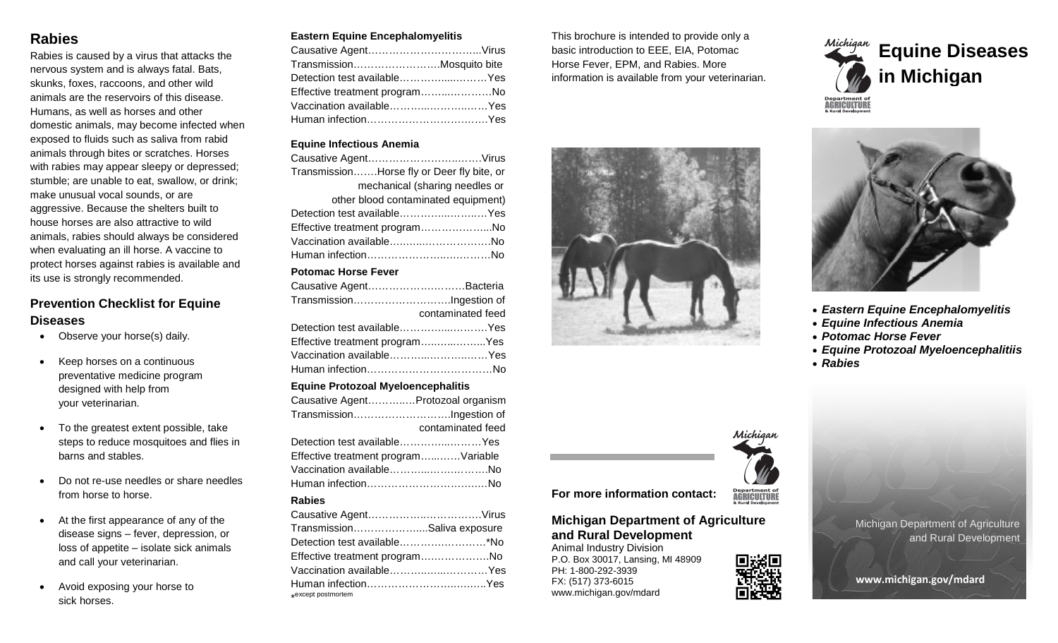## Rabies

Rabies is caused by a virus that attacks the nervous system and is always fatal. Bats, skunks, foxes, raccoons, and other wild animals are the reservoirs of this disease. Humans, as well as horses and other domestic animals, may become infected when exposed to fluids such as saliva from rabid animals through bites or scratches. Horses with rabies may appear sleepy or depressed; stumble; are unable to eat, swallow, or drink; make unusual vocal sounds, or are aggressive. Because the shelters built to house horses are also attractive to wild animals, rabies should always be considered when evaluating an ill horse. A vaccine to protect horses against rabies is available and its use is strongly recommended.

### Prevention Checklist for Equine Diseases

- Observe your horse(s) daily.
- Keep horses on a continuous preventative medicine program designed with help from your veterinarian.
- To the greatest extent possible, take steps to reduce mosquitoes and flies in barns and stables.
- Do not re-use needles or share needles from horse to horse.
- At the first appearance of any of the disease signs – fever, depression, or loss of appetite – isolate sick animals and call your veterinarian.
- Avoid exposing your horse to sick horses.

**Eastern Equine Encephalomyelitis**

Causative Agent……………………………..Virus
Transmission…………………….Mosquito bite
Detection test available……………………Yes
Effective treatment program………………No
Vaccination available………………………Yes
Human infection…………………………….Yes

**Equine Infectious Anemia**

Causative Agent…………………………….Virus
Transmission…….Horse fly or Deer fly bite, or mechanical (sharing needles or other blood contaminated equipment)
Detection test available……………………Yes
Effective treatment program………………No
Vaccination available………………………No
Human infection…………………………….No

**Potomac Horse Fever**

Causative Agent……………………….Bacteria
Transmission……………………….Ingestion of contaminated feed
Detection test available……………………Yes
Effective treatment program………………Yes
Vaccination available………………………Yes
Human infection…………………………….No

**Equine Protozoal Myeloencephalitis**

Causative Agent…………..Protozoal organism
Transmission……………………….Ingestion of contaminated feed
Detection test available……………………Yes
Effective treatment program………Variable
Vaccination available………………………No
Human infection…………………………….No

**Rabies**

Causative Agent…………………………….Virus
Transmission………………….Saliva exposure
Detection test available……………………*No
Effective treatment program………………No
Vaccination available………………………Yes
Human infection…………………………….Yes

*except postmortem

This brochure is intended to provide only a basic introduction to EEE, EIA, Potomac Horse Fever, EPM, and Rabies. More information is available from your veterinarian.

**For more information contact:**

**Michigan Department of Agriculture and Rural Development**
Animal Industry Division
P.O. Box 30017, Lansing, MI 48909
PH: 1-800-292-3939
FX: (517) 373-6015
www.michigan.gov/mdard

# Equine Diseases in Michigan

- ***Eastern Equine Encephalomyelitis***
- ***Equine Infectious Anemia***
- ***Potomac Horse Fever***
- ***Equine Protozoal Myeloencephalitiis***
- ***Rabies***

Michigan Department of Agriculture and Rural Development

**www.michigan.gov/mdard**